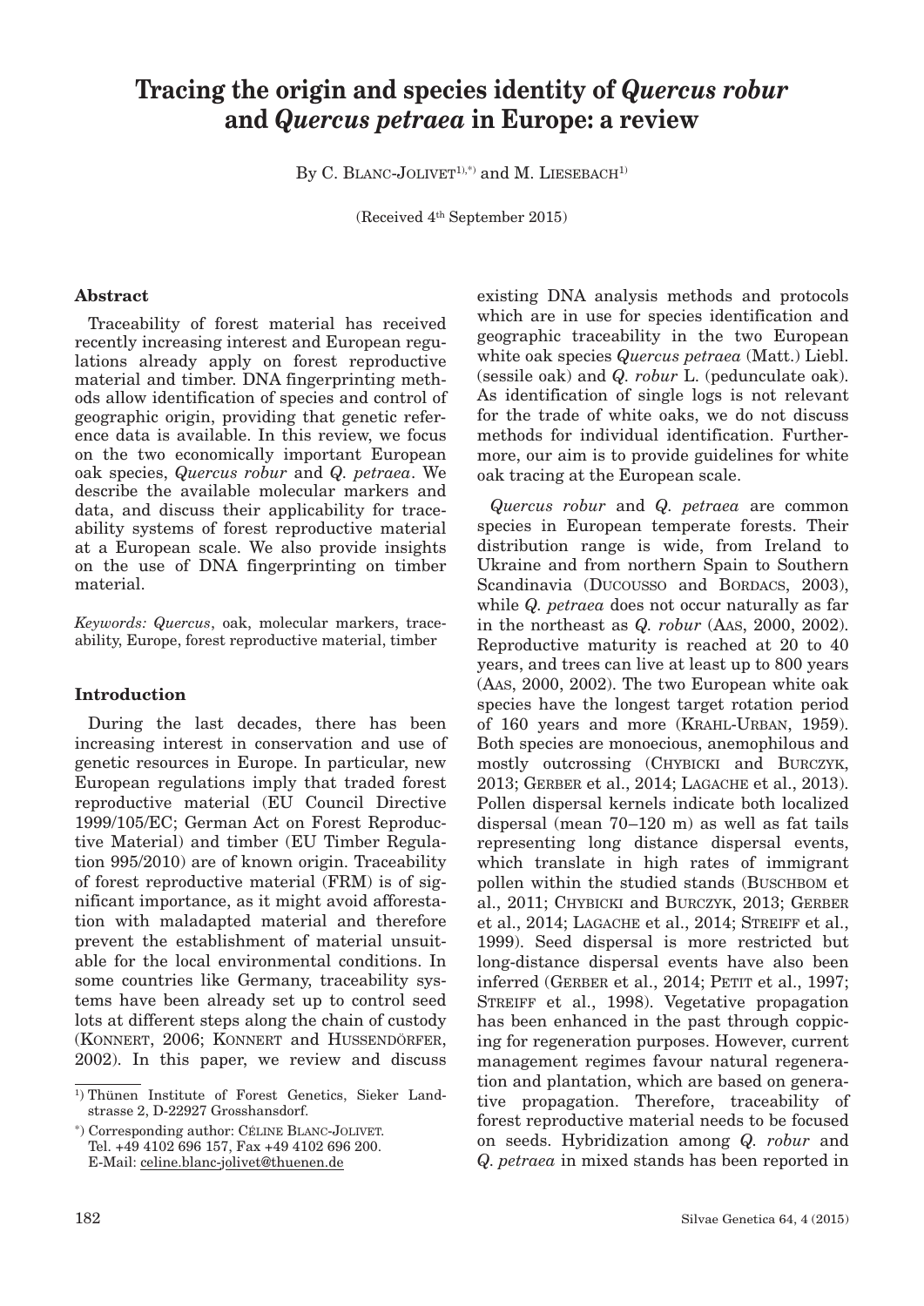# Tracing the origin and species identity of *Quercus robur* and *Quercus petraea* in Europe: a review

By C. Blanc-Jolivet[1),*)] and M. Liesebach[1)]

(Received 4th September 2015)

## Abstract

Traceability of forest material has received recently increasing interest and European regulations already apply on forest reproductive material and timber. DNA fingerprinting methods allow identification of species and control of geographic origin, providing that genetic reference data is available. In this review, we focus on the two economically important European oak species, *Quercus robur* and *Q. petraea*. We describe the available molecular markers and data, and discuss their applicability for traceability systems of forest reproductive material at a European scale. We also provide insights on the use of DNA fingerprinting on timber material.

*Keywords: Quercus*, oak, molecular markers, traceability, Europe, forest reproductive material, timber

## Introduction

During the last decades, there has been increasing interest in conservation and use of genetic resources in Europe. In particular, new European regulations imply that traded forest reproductive material (EU Council Directive 1999/105/EC; German Act on Forest Reproductive Material) and timber (EU Timber Regulation 995/2010) are of known origin. Traceability of forest reproductive material (FRM) is of significant importance, as it might avoid afforestation with maladapted material and therefore prevent the establishment of material unsuitable for the local environmental conditions. In some countries like Germany, traceability systems have been already set up to control seed lots at different steps along the chain of custody (Konnert, 2006; Konnert and Hussendörfer, 2002). In this paper, we review and discuss existing DNA analysis methods and protocols which are in use for species identification and geographic traceability in the two European white oak species *Quercus petraea* (Matt.) Liebl. (sessile oak) and *Q. robur* L. (pedunculate oak). As identification of single logs is not relevant for the trade of white oaks, we do not discuss methods for individual identification. Furthermore, our aim is to provide guidelines for white oak tracing at the European scale.

*Quercus robur* and *Q. petraea* are common species in European temperate forests. Their distribution range is wide, from Ireland to Ukraine and from northern Spain to Southern Scandinavia (Ducousso and Bordacs, 2003), while *Q. petraea* does not occur naturally as far in the northeast as *Q. robur* (Aas, 2000, 2002). Reproductive maturity is reached at 20 to 40 years, and trees can live at least up to 800 years (Aas, 2000, 2002). The two European white oak species have the longest target rotation period of 160 years and more (Krahl-Urban, 1959). Both species are monoecious, anemophilous and mostly outcrossing (Chybicki and Burczyk, 2013; Gerber et al., 2014; Lagache et al., 2013). Pollen dispersal kernels indicate both localized dispersal (mean 70–120 m) as well as fat tails representing long distance dispersal events, which translate in high rates of immigrant pollen within the studied stands (Buschbom et al., 2011; Chybicki and Burczyk, 2013; Gerber et al., 2014; Lagache et al., 2014; Streiff et al., 1999). Seed dispersal is more restricted but long-distance dispersal events have also been inferred (Gerber et al., 2014; Petit et al., 1997; Streiff et al., 1998). Vegetative propagation has been enhanced in the past through coppicing for regeneration purposes. However, current management regimes favour natural regeneration and plantation, which are based on generative propagation. Therefore, traceability of forest reproductive material needs to be focused on seeds. Hybridization among *Q. robur* and *Q. petraea* in mixed stands has been reported in

---

[1)] Thünen Institute of Forest Genetics, Sieker Landstrasse 2, D-22927 Grosshansdorf.

[*)] Corresponding author: Céline Blanc-Jolivet. Tel. +49 4102 696 157, Fax +49 4102 696 200. E-Mail: celine.blanc-jolivet@thuenen.de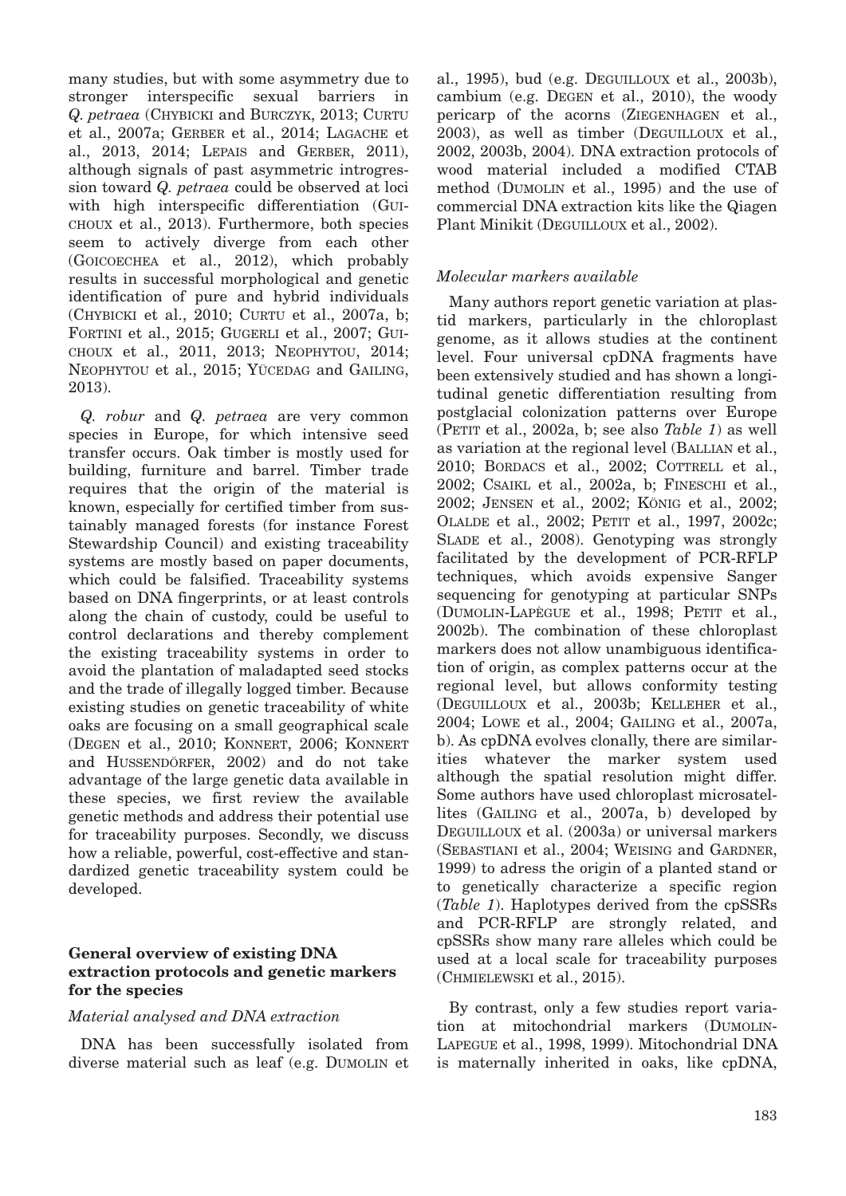many studies, but with some asymmetry due to stronger interspecific sexual barriers in *Q. petraea* (CHYBICKI and BURCZYK, 2013; CURTU et al., 2007a; GERBER et al., 2014; LAGACHE et al., 2013, 2014; LEPAIS and GERBER, 2011), although signals of past asymmetric introgression toward *Q. petraea* could be observed at loci with high interspecific differentiation (GUICHOUX et al., 2013). Furthermore, both species seem to actively diverge from each other (GOICOECHEA et al., 2012), which probably results in successful morphological and genetic identification of pure and hybrid individuals (CHYBICKI et al., 2010; CURTU et al., 2007a, b; FORTINI et al., 2015; GUGERLI et al., 2007; GUICHOUX et al., 2011, 2013; NEOPHYTOU, 2014; NEOPHYTOU et al., 2015; YÜCEDAG and GAILING, 2013).

*Q. robur* and *Q. petraea* are very common species in Europe, for which intensive seed transfer occurs. Oak timber is mostly used for building, furniture and barrel. Timber trade requires that the origin of the material is known, especially for certified timber from sustainably managed forests (for instance Forest Stewardship Council) and existing traceability systems are mostly based on paper documents, which could be falsified. Traceability systems based on DNA fingerprints, or at least controls along the chain of custody, could be useful to control declarations and thereby complement the existing traceability systems in order to avoid the plantation of maladapted seed stocks and the trade of illegally logged timber. Because existing studies on genetic traceability of white oaks are focusing on a small geographical scale (DEGEN et al., 2010; KONNERT, 2006; KONNERT and HUSSENDÖRFER, 2002) and do not take advantage of the large genetic data available in these species, we first review the available genetic methods and address their potential use for traceability purposes. Secondly, we discuss how a reliable, powerful, cost-effective and standardized genetic traceability system could be developed.

## General overview of existing DNA extraction protocols and genetic markers for the species

### *Material analysed and DNA extraction*

DNA has been successfully isolated from diverse material such as leaf (e.g. DUMOLIN et al., 1995), bud (e.g. DEGUILLOUX et al., 2003b), cambium (e.g. DEGEN et al., 2010), the woody pericarp of the acorns (ZIEGENHAGEN et al., 2003), as well as timber (DEGUILLOUX et al., 2002, 2003b, 2004). DNA extraction protocols of wood material included a modified CTAB method (DUMOLIN et al., 1995) and the use of commercial DNA extraction kits like the Qiagen Plant Minikit (DEGUILLOUX et al., 2002).

### *Molecular markers available*

Many authors report genetic variation at plastid markers, particularly in the chloroplast genome, as it allows studies at the continent level. Four universal cpDNA fragments have been extensively studied and has shown a longitudinal genetic differentiation resulting from postglacial colonization patterns over Europe (PETIT et al., 2002a, b; see also *Table 1*) as well as variation at the regional level (BALLIAN et al., 2010; BORDACS et al., 2002; COTTRELL et al., 2002; CSAIKL et al., 2002a, b; FINESCHI et al., 2002; JENSEN et al., 2002; KÖNIG et al., 2002; OLALDE et al., 2002; PETIT et al., 1997, 2002c; SLADE et al., 2008). Genotyping was strongly facilitated by the development of PCR-RFLP techniques, which avoids expensive Sanger sequencing for genotyping at particular SNPs (DUMOLIN-LAPÈGUE et al., 1998; PETIT et al., 2002b). The combination of these chloroplast markers does not allow unambiguous identification of origin, as complex patterns occur at the regional level, but allows conformity testing (DEGUILLOUX et al., 2003b; KELLEHER et al., 2004; LOWE et al., 2004; GAILING et al., 2007a, b). As cpDNA evolves clonally, there are similarities whatever the marker system used although the spatial resolution might differ. Some authors have used chloroplast microsatellites (GAILING et al., 2007a, b) developed by DEGUILLOUX et al. (2003a) or universal markers (SEBASTIANI et al., 2004; WEISING and GARDNER, 1999) to adress the origin of a planted stand or to genetically characterize a specific region (*Table 1*). Haplotypes derived from the cpSSRs and PCR-RFLP are strongly related, and cpSSRs show many rare alleles which could be used at a local scale for traceability purposes (CHMIELEWSKI et al., 2015).

By contrast, only a few studies report variation at mitochondrial markers (DUMOLIN-LAPEGUE et al., 1998, 1999). Mitochondrial DNA is maternally inherited in oaks, like cpDNA,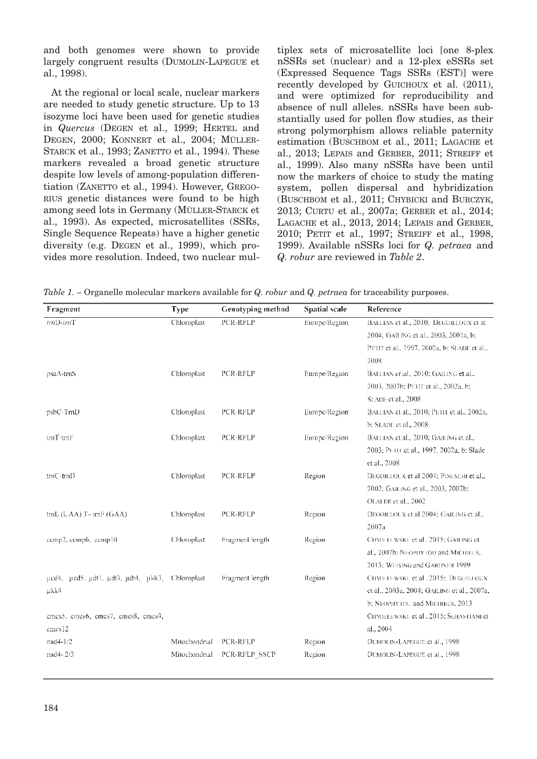and both genomes were shown to provide largely congruent results (DUMOLIN-LAPEGUE et al., 1998).

At the regional or local scale, nuclear markers are needed to study genetic structure. Up to 13 isozyme loci have been used for genetic studies in *Quercus* (DEGEN et al., 1999; HERTEL and DEGEN, 2000; KONNERT et al., 2004; MÜLLER-STARCK et al., 1993; ZANETTO et al., 1994). These markers revealed a broad genetic structure despite low levels of among-population differentiation (ZANETTO et al., 1994). However, GREGORIUS genetic distances were found to be high among seed lots in Germany (MÜLLER-STARCK et al., 1993). As expected, microsatellites (SSRs, Single Sequence Repeats) have a higher genetic diversity (e.g. DEGEN et al., 1999), which provides more resolution. Indeed, two nuclear multiplex sets of microsatellite loci [one 8-plex nSSRs set (nuclear) and a 12-plex eSSRs set (Expressed Sequence Tags SSRs (EST)] were recently developed by GUICHOUX et al. (2011), and were optimized for reproducibility and absence of null alleles. nSSRs have been substantially used for pollen flow studies, as their strong polymorphism allows reliable paternity estimation (BUSCHBOM et al., 2011; LAGACHE et al., 2013; LEPAIS and GERBER, 2011; STREIFF et al., 1999). Also many nSSRs have been until now the markers of choice to study the mating system, pollen dispersal and hybridization (BUSCHBOM et al., 2011; CHYBICKI and BURCZYK, 2013; CURTU et al., 2007a; GERBER et al., 2014; LAGACHE et al., 2013, 2014; LEPAIS and GERBER, 2010; PETIT et al., 1997; STREIFF et al., 1998, 1999). Available nSSRs loci for *Q. petraea* and *Q. robur* are reviewed in *Table 2*.

*Table 1.* – Organelle molecular markers available for *Q. robur* and *Q. petraea* for traceability purposes.

| Fragment | Type | Genotyping method | Spatial scale | Reference |
|---|---|---|---|---|
| *trn*D-*trn*T | Chloroplast | PCR-RFLP | Europe/Region | BALLIAN et al., 2010; DEGUILLOUX et al 2004; GAILING et al., 2003, 2007a, b; PETIT et al., 1997, 2002a, b; SLADE et al., 2008 |
| psaA-trnS | Chloroplast | PCR-RFLP | Europe/Region | BALLIAN *et al.,* 2010; GAILING et al., 2003, 2007b; PETIT et al., 2002a, b; SLADE et al., 2008 |
| psbC-TrnD | Chloroplast | PCR-RFLP | Europe/Region | BALLIAN et al., 2010; PETIT et al., 2002a, b; SLADE et al., 2008 |
| trnT-trnF | Chloroplast | PCR-RFLP | Europe/Region | BALLIAN et al., 2010; GAILING et al., 2003; PETIT et al., 1997, 2002a, b; Slade et al., 2008 |
| trnC-trnD | Chloroplast | PCR-RFLP | Region | DEGUILLOUX et al 2004; FINESCHI et al., 2002; GAILING et al., 2003, 2007b; OLALDE et al., 2002 |
| trnL (UAA) 3'- trnF (GAA) | Chloroplast | PCR-RFLP | Region | DEGUILLOUX et al 2004; GAILING et al., 2007a |
| ccmp2, ccmp6, ccmp10 | Chloroplast | Fragment length | Region | CHMIELEWSKI et al., 2015; GAILING et al., 2007b; NEOPHYTOU and MICHIELS, 2013; WEISING and GARDNER 1999 |
| µcd4, µcd5, µdt1, µdt3, µdt4, µkk3, µkk4 | Chloroplast | Fragment length | Region | CHMIELEWSKI et al., 2015; DEGUILLOUX et al., 2003a, 2004; GAILING et al., 2007a, b; NEOPHYTOU and MICHIELS, 2013 |
| cmcs5, cmcs6, cmcs7, cmcs8, cmcs9, cmcs12 | | | | CHMIELEWSKI et al., 2015; SEBASTIANI et al., 2004 |
| nad4-1/2 | Mitochondrial | PCR-RFLP | Region | DUMOLIN-LAPEGUE et al., 1998 |
| nad4- 2/3 | Mitochondrial | PCR-RFLP_SSCP | Region | DUMOLIN-LAPEGUE et al., 1998 |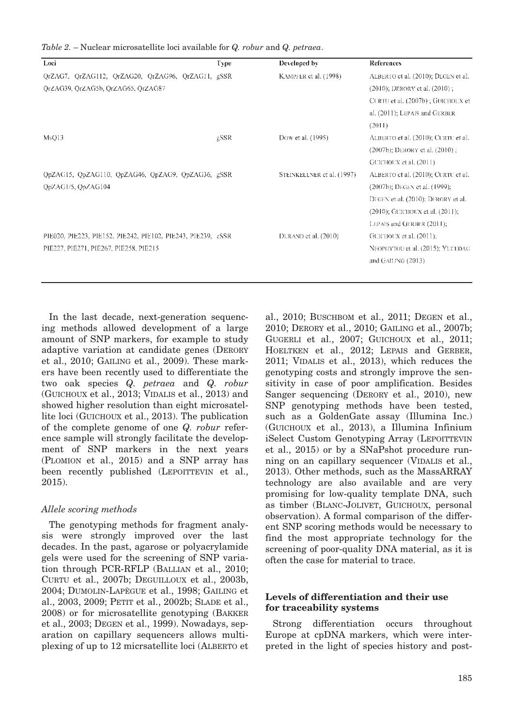*Table 2.* – Nuclear microsatellite loci available for *Q. robur* and *Q. petraea*.

| Loci | Type | Developed by | References |
|---|---|---|---|
| QrZAG7, QrZAG112, QrZAG20, QrZAG96, QrZAG11, QrZAG39, QrZAG5b, QrZAG65, QrZAG87 | gSSR | KAMPFER et al. (1998) | ALBERTO et al. (2010); DEGEN et al. (2010); DERORY et al. (2010) ; CURTU et al. (2007b) ; GUICHOUX et al. (2011); LEPAIS and GERBER (2011) |
| MsQ13 | gSSR | DOW et al. (1995) | ALBERTO et al. (2010); CURTU et al. (2007b); DERORY et al. (2010) ; GUICHOUX et al. (2011) |
| QpZAG15, QpZAG110, QpZAG46, QpZAG9, QpZAG36, QpZAG1/5, QpZAG104 | gSSR | STEINKELLNER et al. (1997) | ALBERTO et al. (2010); CURTU et al. (2007b); DEGEN et al. (1999); DEGEN et al. (2010); DERORY et al. (2010); GUICHOUX et al. (2011); LEPAIS and GERBER (2011); |
| PIE020, PIE223, PIE152, PIE242, PIE102, PIE243, PIE239, PIE227, PIE271, PIE267, PIE258, PIE215 | eSSR | DURAND et al. (2010) | GUICHOUX et al. (2011); NEOPHYTOU et al. (2015); YUCEDAG and GAILING (2013) |

In the last decade, next-generation sequencing methods allowed development of a large amount of SNP markers, for example to study adaptive variation at candidate genes (DERORY et al., 2010; GAILING et al., 2009). These markers have been recently used to differentiate the two oak species *Q. petraea* and *Q. robur* (GUICHOUX et al., 2013; VIDALIS et al., 2013) and showed higher resolution than eight microsatellite loci (GUICHOUX et al., 2013). The publication of the complete genome of one *Q. robur* reference sample will strongly facilitate the development of SNP markers in the next years (PLOMION et al., 2015) and a SNP array has been recently published (LEPOITTEVIN et al., 2015).

### *Allele scoring methods*

The genotyping methods for fragment analysis were strongly improved over the last decades. In the past, agarose or polyacrylamide gels were used for the screening of SNP variation through PCR-RFLP (BALLIAN et al., 2010; CURTU et al., 2007b; DEGUILLOUX et al., 2003b, 2004; DUMOLIN-LAPÈGUE et al., 1998; GAILING et al., 2003, 2009; PETIT et al., 2002b; SLADE et al., 2008) or for microsatellite genotyping (BAKKER et al., 2003; DEGEN et al., 1999). Nowadays, separation on capillary sequencers allows multiplexing of up to 12 micrsatellite loci (ALBERTO et al., 2010; BUSCHBOM et al., 2011; DEGEN et al., 2010; DERORY et al., 2010; GAILING et al., 2007b; GUGERLI et al., 2007; GUICHOUX et al., 2011; HOELTKEN et al., 2012; LEPAIS and GERBER, 2011; VIDALIS et al., 2013), which reduces the genotyping costs and strongly improve the sensitivity in case of poor amplification. Besides Sanger sequencing (DERORY et al., 2010), new SNP genotyping methods have been tested, such as a GoldenGate assay (Illumina Inc.) (GUICHOUX et al., 2013), a Illumina Infinium iSelect Custom Genotyping Array (LEPOITTEVIN et al., 2015) or by a SNaPshot procedure running on an capillary sequencer (VIDALIS et al., 2013). Other methods, such as the MassARRAY technology are also available and are very promising for low-quality template DNA, such as timber (BLANC-JOLIVET, GUICHOUX, personal observation). A formal comparison of the different SNP scoring methods would be necessary to find the most appropriate technology for the screening of poor-quality DNA material, as it is often the case for material to trace.

## Levels of differentiation and their use for traceability systems

Strong differentiation occurs throughout Europe at cpDNA markers, which were interpreted in the light of species history and post-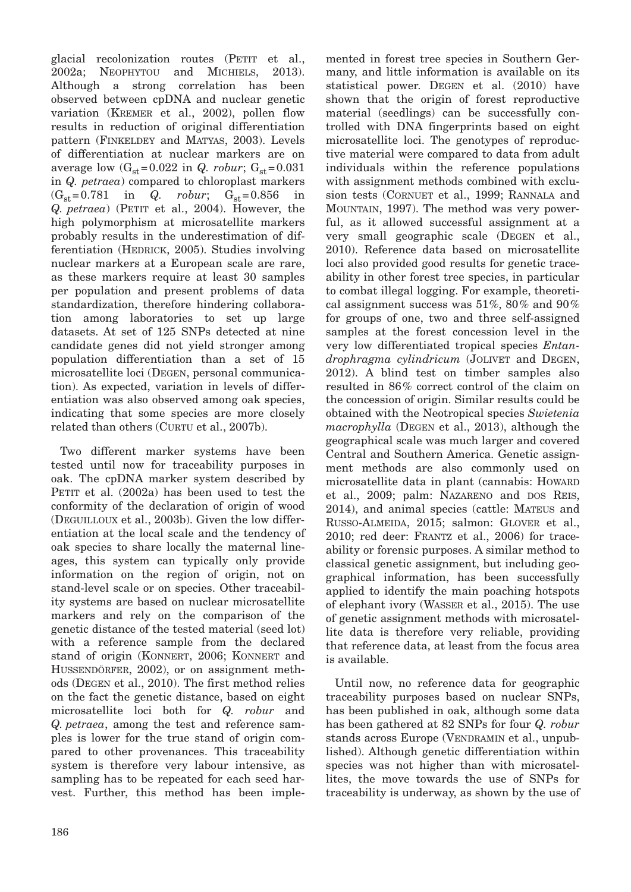glacial recolonization routes (PETIT et al., 2002a; NEOPHYTOU and MICHIELS, 2013). Although a strong correlation has been observed between cpDNA and nuclear genetic variation (KREMER et al., 2002), pollen flow results in reduction of original differentiation pattern (FINKELDEY and MATYAS, 2003). Levels of differentiation at nuclear markers are on average low ($G_{st}=0.022$ in *Q. robur*; $G_{st}=0.031$ in *Q. petraea*) compared to chloroplast markers ($G_{st}=0.781$ in *Q. robur*; $G_{st}=0.856$ in *Q. petraea*) (PETIT et al., 2004). However, the high polymorphism at microsatellite markers probably results in the underestimation of differentiation (HEDRICK, 2005). Studies involving nuclear markers at a European scale are rare, as these markers require at least 30 samples per population and present problems of data standardization, therefore hindering collaboration among laboratories to set up large datasets. At set of 125 SNPs detected at nine candidate genes did not yield stronger among population differentiation than a set of 15 microsatellite loci (DEGEN, personal communication). As expected, variation in levels of differentiation was also observed among oak species, indicating that some species are more closely related than others (CURTU et al., 2007b).

Two different marker systems have been tested until now for traceability purposes in oak. The cpDNA marker system described by PETIT et al. (2002a) has been used to test the conformity of the declaration of origin of wood (DEGUILLOUX et al., 2003b). Given the low differentiation at the local scale and the tendency of oak species to share locally the maternal lineages, this system can typically only provide information on the region of origin, not on stand-level scale or on species. Other traceability systems are based on nuclear microsatellite markers and rely on the comparison of the genetic distance of the tested material (seed lot) with a reference sample from the declared stand of origin (KONNERT, 2006; KONNERT and HUSSENDÖRFER, 2002), or on assignment methods (DEGEN et al., 2010). The first method relies on the fact the genetic distance, based on eight microsatellite loci both for *Q. robur* and *Q. petraea*, among the test and reference samples is lower for the true stand of origin compared to other provenances. This traceability system is therefore very labour intensive, as sampling has to be repeated for each seed harvest. Further, this method has been implemented in forest tree species in Southern Germany, and little information is available on its statistical power. DEGEN et al. (2010) have shown that the origin of forest reproductive material (seedlings) can be successfully controlled with DNA fingerprints based on eight microsatellite loci. The genotypes of reproductive material were compared to data from adult individuals within the reference populations with assignment methods combined with exclusion tests (CORNUET et al., 1999; RANNALA and MOUNTAIN, 1997). The method was very powerful, as it allowed successful assignment at a very small geographic scale (DEGEN et al., 2010). Reference data based on microsatellite loci also provided good results for genetic traceability in other forest tree species, in particular to combat illegal logging. For example, theoretical assignment success was 51%, 80% and 90% for groups of one, two and three self-assigned samples at the forest concession level in the very low differentiated tropical species *Entandrophragma cylindricum* (JOLIVET and DEGEN, 2012). A blind test on timber samples also resulted in 86% correct control of the claim on the concession of origin. Similar results could be obtained with the Neotropical species *Swietenia macrophylla* (DEGEN et al., 2013), although the geographical scale was much larger and covered Central and Southern America. Genetic assignment methods are also commonly used on microsatellite data in plant (cannabis: HOWARD et al., 2009; palm: NAZARENO and DOS REIS, 2014), and animal species (cattle: MATEUS and RUSSO-ALMEIDA, 2015; salmon: GLOVER et al., 2010; red deer: FRANTZ et al., 2006) for traceability or forensic purposes. A similar method to classical genetic assignment, but including geographical information, has been successfully applied to identify the main poaching hotspots of elephant ivory (WASSER et al., 2015). The use of genetic assignment methods with microsatellite data is therefore very reliable, providing that reference data, at least from the focus area is available.

Until now, no reference data for geographic traceability purposes based on nuclear SNPs, has been published in oak, although some data has been gathered at 82 SNPs for four *Q. robur* stands across Europe (VENDRAMIN et al., unpublished). Although genetic differentiation within species was not higher than with microsatellites, the move towards the use of SNPs for traceability is underway, as shown by the use of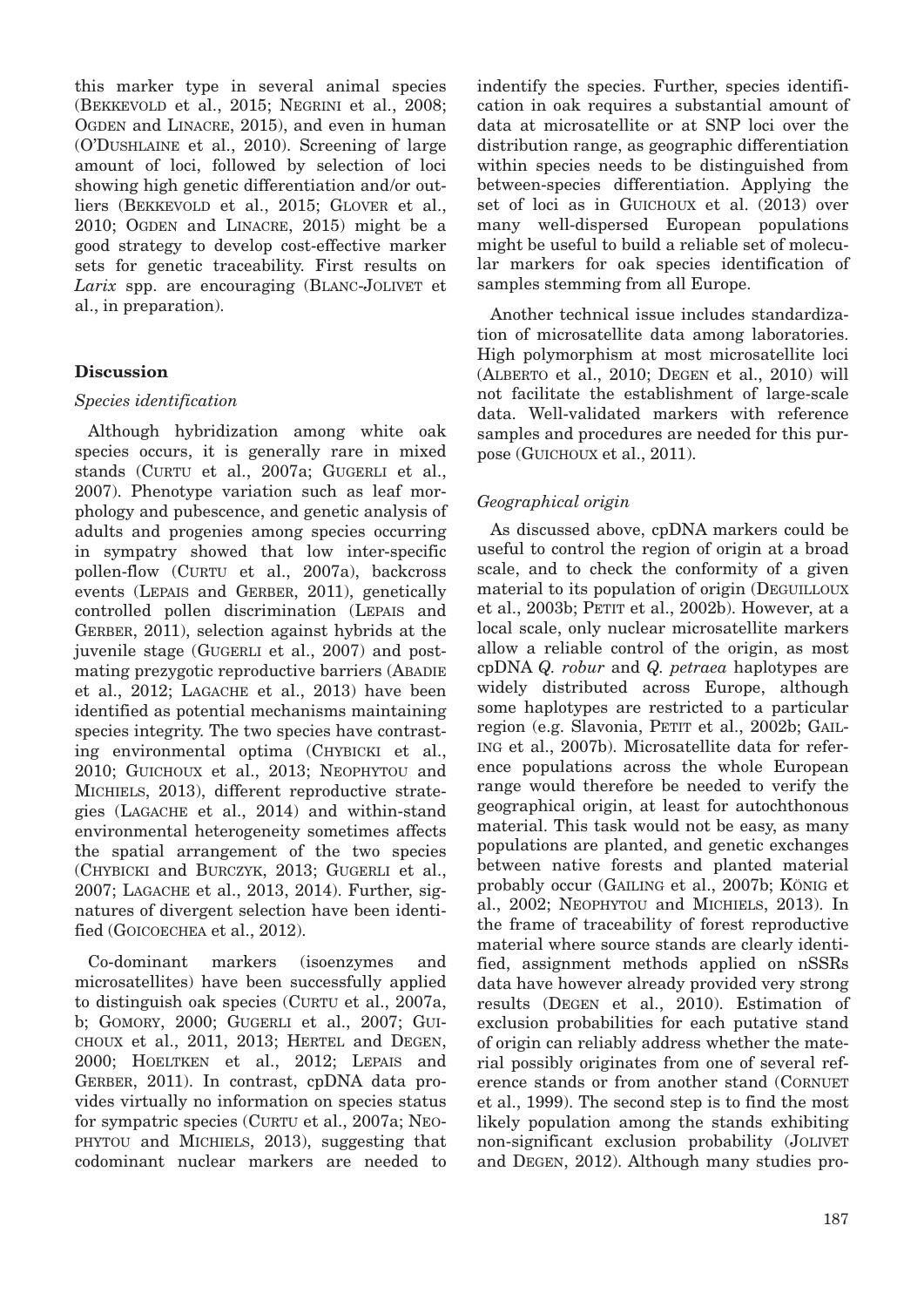this marker type in several animal species (BEKKEVOLD et al., 2015; NEGRINI et al., 2008; OGDEN and LINACRE, 2015), and even in human (O'DUSHLAINE et al., 2010). Screening of large amount of loci, followed by selection of loci showing high genetic differentiation and/or outliers (BEKKEVOLD et al., 2015; GLOVER et al., 2010; OGDEN and LINACRE, 2015) might be a good strategy to develop cost-effective marker sets for genetic traceability. First results on *Larix* spp. are encouraging (BLANC-JOLIVET et al., in preparation).

## Discussion

### *Species identification*

Although hybridization among white oak species occurs, it is generally rare in mixed stands (CURTU et al., 2007a; GUGERLI et al., 2007). Phenotype variation such as leaf morphology and pubescence, and genetic analysis of adults and progenies among species occurring in sympatry showed that low inter-specific pollen-flow (CURTU et al., 2007a), backcross events (LEPAIS and GERBER, 2011), genetically controlled pollen discrimination (LEPAIS and GERBER, 2011), selection against hybrids at the juvenile stage (GUGERLI et al., 2007) and post-mating prezygotic reproductive barriers (ABADIE et al., 2012; LAGACHE et al., 2013) have been identified as potential mechanisms maintaining species integrity. The two species have contrasting environmental optima (CHYBICKI et al., 2010; GUICHOUX et al., 2013; NEOPHYTOU and MICHIELS, 2013), different reproductive strategies (LAGACHE et al., 2014) and within-stand environmental heterogeneity sometimes affects the spatial arrangement of the two species (CHYBICKI and BURCZYK, 2013; GUGERLI et al., 2007; LAGACHE et al., 2013, 2014). Further, signatures of divergent selection have been identified (GOICOECHEA et al., 2012).

Co-dominant markers (isoenzymes and microsatellites) have been successfully applied to distinguish oak species (CURTU et al., 2007a, b; GOMORY, 2000; GUGERLI et al., 2007; GUICHOUX et al., 2011, 2013; HERTEL and DEGEN, 2000; HOELTKEN et al., 2012; LEPAIS and GERBER, 2011). In contrast, cpDNA data provides virtually no information on species status for sympatric species (CURTU et al., 2007a; NEOPHYTOU and MICHIELS, 2013), suggesting that codominant nuclear markers are needed to indentify the species. Further, species identification in oak requires a substantial amount of data at microsatellite or at SNP loci over the distribution range, as geographic differentiation within species needs to be distinguished from between-species differentiation. Applying the set of loci as in GUICHOUX et al. (2013) over many well-dispersed European populations might be useful to build a reliable set of molecular markers for oak species identification of samples stemming from all Europe.

Another technical issue includes standardization of microsatellite data among laboratories. High polymorphism at most microsatellite loci (ALBERTO et al., 2010; DEGEN et al., 2010) will not facilitate the establishment of large-scale data. Well-validated markers with reference samples and procedures are needed for this purpose (GUICHOUX et al., 2011).

### *Geographical origin*

As discussed above, cpDNA markers could be useful to control the region of origin at a broad scale, and to check the conformity of a given material to its population of origin (DEGUILLOUX et al., 2003b; PETIT et al., 2002b). However, at a local scale, only nuclear microsatellite markers allow a reliable control of the origin, as most cpDNA *Q. robur* and *Q. petraea* haplotypes are widely distributed across Europe, although some haplotypes are restricted to a particular region (e.g. Slavonia, PETIT et al., 2002b; GAILING et al., 2007b). Microsatellite data for reference populations across the whole European range would therefore be needed to verify the geographical origin, at least for autochthonous material. This task would not be easy, as many populations are planted, and genetic exchanges between native forests and planted material probably occur (GAILING et al., 2007b; KÖNIG et al., 2002; NEOPHYTOU and MICHIELS, 2013). In the frame of traceability of forest reproductive material where source stands are clearly identified, assignment methods applied on nSSRs data have however already provided very strong results (DEGEN et al., 2010). Estimation of exclusion probabilities for each putative stand of origin can reliably address whether the material possibly originates from one of several reference stands or from another stand (CORNUET et al., 1999). The second step is to find the most likely population among the stands exhibiting non-significant exclusion probability (JOLIVET and DEGEN, 2012). Although many studies pro-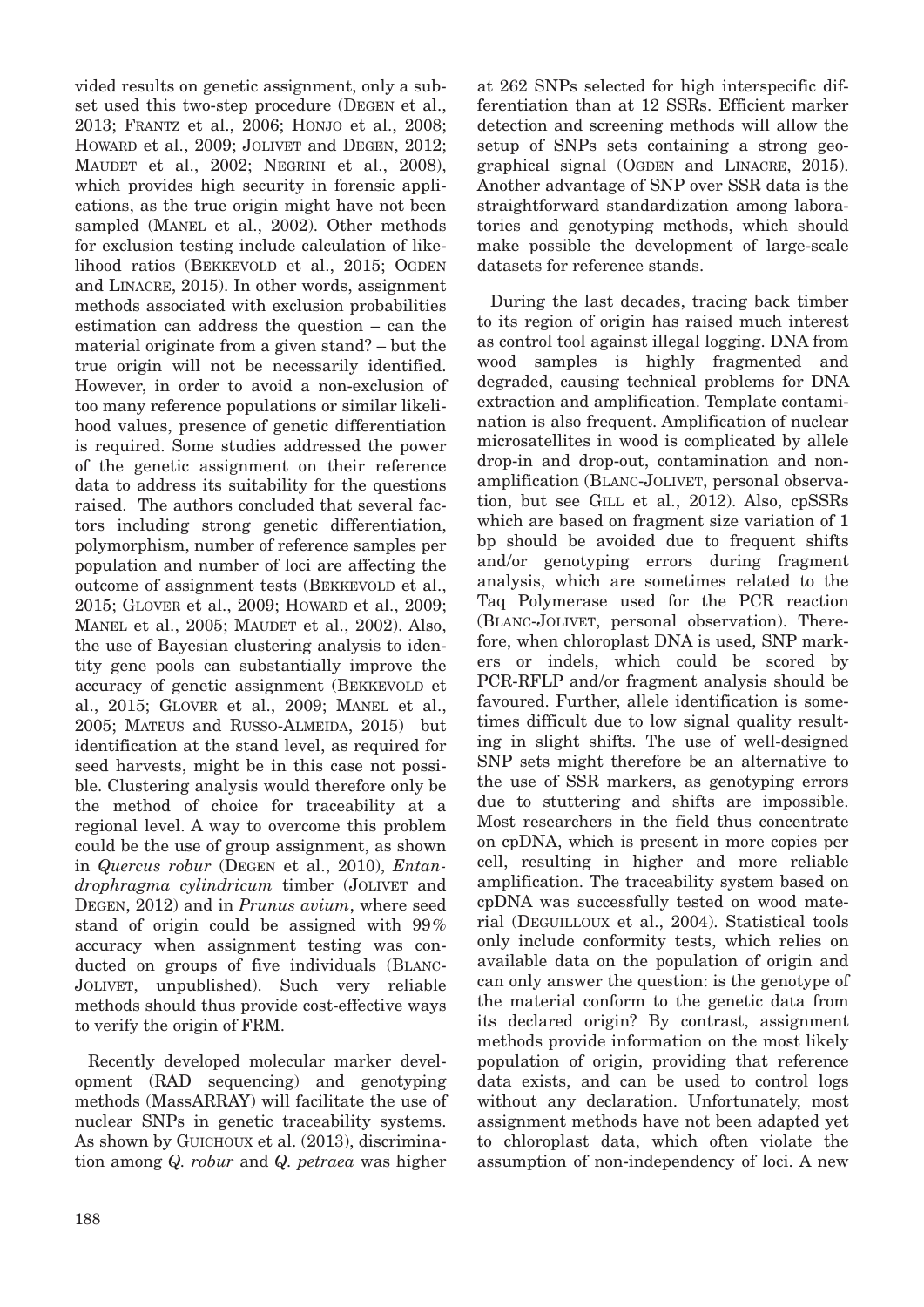vided results on genetic assignment, only a subset used this two-step procedure (DEGEN et al., 2013; FRANTZ et al., 2006; HONJO et al., 2008; HOWARD et al., 2009; JOLIVET and DEGEN, 2012; MAUDET et al., 2002; NEGRINI et al., 2008), which provides high security in forensic applications, as the true origin might have not been sampled (MANEL et al., 2002). Other methods for exclusion testing include calculation of likelihood ratios (BEKKEVOLD et al., 2015; OGDEN and LINACRE, 2015). In other words, assignment methods associated with exclusion probabilities estimation can address the question – can the material originate from a given stand? – but the true origin will not be necessarily identified. However, in order to avoid a non-exclusion of too many reference populations or similar likelihood values, presence of genetic differentiation is required. Some studies addressed the power of the genetic assignment on their reference data to address its suitability for the questions raised. The authors concluded that several factors including strong genetic differentiation, polymorphism, number of reference samples per population and number of loci are affecting the outcome of assignment tests (BEKKEVOLD et al., 2015; GLOVER et al., 2009; HOWARD et al., 2009; MANEL et al., 2005; MAUDET et al., 2002). Also, the use of Bayesian clustering analysis to identity gene pools can substantially improve the accuracy of genetic assignment (BEKKEVOLD et al., 2015; GLOVER et al., 2009; MANEL et al., 2005; MATEUS and RUSSO-ALMEIDA, 2015) but identification at the stand level, as required for seed harvests, might be in this case not possible. Clustering analysis would therefore only be the method of choice for traceability at a regional level. A way to overcome this problem could be the use of group assignment, as shown in *Quercus robur* (DEGEN et al., 2010), *Entandrophragma cylindricum* timber (JOLIVET and DEGEN, 2012) and in *Prunus avium*, where seed stand of origin could be assigned with 99% accuracy when assignment testing was conducted on groups of five individuals (BLANC-JOLIVET, unpublished). Such very reliable methods should thus provide cost-effective ways to verify the origin of FRM.

Recently developed molecular marker development (RAD sequencing) and genotyping methods (MassARRAY) will facilitate the use of nuclear SNPs in genetic traceability systems. As shown by GUICHOUX et al. (2013), discrimination among *Q. robur* and *Q. petraea* was higher at 262 SNPs selected for high interspecific differentiation than at 12 SSRs. Efficient marker detection and screening methods will allow the setup of SNPs sets containing a strong geographical signal (OGDEN and LINACRE, 2015). Another advantage of SNP over SSR data is the straightforward standardization among laboratories and genotyping methods, which should make possible the development of large-scale datasets for reference stands.

During the last decades, tracing back timber to its region of origin has raised much interest as control tool against illegal logging. DNA from wood samples is highly fragmented and degraded, causing technical problems for DNA extraction and amplification. Template contamination is also frequent. Amplification of nuclear microsatellites in wood is complicated by allele drop-in and drop-out, contamination and non-amplification (BLANC-JOLIVET, personal observation, but see GILL et al., 2012). Also, cpSSRs which are based on fragment size variation of 1 bp should be avoided due to frequent shifts and/or genotyping errors during fragment analysis, which are sometimes related to the Taq Polymerase used for the PCR reaction (BLANC-JOLIVET, personal observation). Therefore, when chloroplast DNA is used, SNP markers or indels, which could be scored by PCR-RFLP and/or fragment analysis should be favoured. Further, allele identification is sometimes difficult due to low signal quality resulting in slight shifts. The use of well-designed SNP sets might therefore be an alternative to the use of SSR markers, as genotyping errors due to stuttering and shifts are impossible. Most researchers in the field thus concentrate on cpDNA, which is present in more copies per cell, resulting in higher and more reliable amplification. The traceability system based on cpDNA was successfully tested on wood material (DEGUILLOUX et al., 2004). Statistical tools only include conformity tests, which relies on available data on the population of origin and can only answer the question: is the genotype of the material conform to the genetic data from its declared origin? By contrast, assignment methods provide information on the most likely population of origin, providing that reference data exists, and can be used to control logs without any declaration. Unfortunately, most assignment methods have not been adapted yet to chloroplast data, which often violate the assumption of non-independency of loci. A new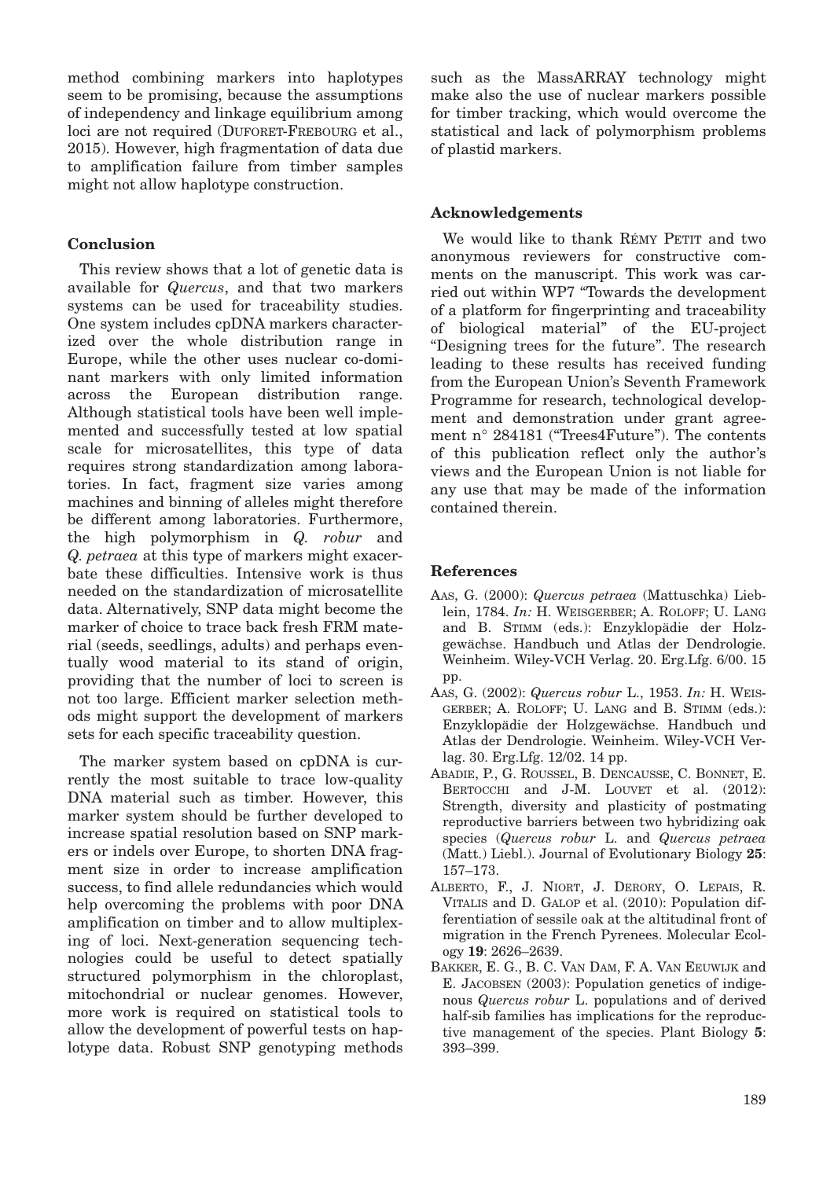method combining markers into haplotypes seem to be promising, because the assumptions of independency and linkage equilibrium among loci are not required (DUFORET-FREBOURG et al., 2015). However, high fragmentation of data due to amplification failure from timber samples might not allow haplotype construction.

## Conclusion

This review shows that a lot of genetic data is available for *Quercus*, and that two markers systems can be used for traceability studies. One system includes cpDNA markers characterized over the whole distribution range in Europe, while the other uses nuclear co-dominant markers with only limited information across the European distribution range. Although statistical tools have been well implemented and successfully tested at low spatial scale for microsatellites, this type of data requires strong standardization among laboratories. In fact, fragment size varies among machines and binning of alleles might therefore be different among laboratories. Furthermore, the high polymorphism in *Q. robur* and *Q. petraea* at this type of markers might exacerbate these difficulties. Intensive work is thus needed on the standardization of microsatellite data. Alternatively, SNP data might become the marker of choice to trace back fresh FRM material (seeds, seedlings, adults) and perhaps eventually wood material to its stand of origin, providing that the number of loci to screen is not too large. Efficient marker selection methods might support the development of markers sets for each specific traceability question.

The marker system based on cpDNA is currently the most suitable to trace low-quality DNA material such as timber. However, this marker system should be further developed to increase spatial resolution based on SNP markers or indels over Europe, to shorten DNA fragment size in order to increase amplification success, to find allele redundancies which would help overcoming the problems with poor DNA amplification on timber and to allow multiplexing of loci. Next-generation sequencing technologies could be useful to detect spatially structured polymorphism in the chloroplast, mitochondrial or nuclear genomes. However, more work is required on statistical tools to allow the development of powerful tests on haplotype data. Robust SNP genotyping methods such as the MassARRAY technology might make also the use of nuclear markers possible for timber tracking, which would overcome the statistical and lack of polymorphism problems of plastid markers.

## Acknowledgements

We would like to thank RÉMY PETIT and two anonymous reviewers for constructive comments on the manuscript. This work was carried out within WP7 "Towards the development of a platform for fingerprinting and traceability of biological material" of the EU-project "Designing trees for the future". The research leading to these results has received funding from the European Union's Seventh Framework Programme for research, technological development and demonstration under grant agreement n° 284181 ("Trees4Future"). The contents of this publication reflect only the author's views and the European Union is not liable for any use that may be made of the information contained therein.

## References

AAS, G. (2000): *Quercus petraea* (Mattuschka) Lieblein, 1784. *In:* H. WEISGERBER; A. ROLOFF; U. LANG and B. STIMM (eds.): Enzyklopädie der Holzgewächse. Handbuch und Atlas der Dendrologie. Weinheim. Wiley-VCH Verlag. 20. Erg.Lfg. 6/00. 15 pp.

AAS, G. (2002): *Quercus robur* L., 1953. *In:* H. WEISGERBER; A. ROLOFF; U. LANG and B. STIMM (eds.): Enzyklopädie der Holzgewächse. Handbuch und Atlas der Dendrologie. Weinheim. Wiley-VCH Verlag. 30. Erg.Lfg. 12/02. 14 pp.

ABADIE, P., G. ROUSSEL, B. DENCAUSSE, C. BONNET, E. BERTOCCHI and J-M. LOUVET et al. (2012): Strength, diversity and plasticity of postmating reproductive barriers between two hybridizing oak species (*Quercus robur* L. and *Quercus petraea* (Matt.) Liebl.). Journal of Evolutionary Biology **25**: 157–173.

ALBERTO, F., J. NIORT, J. DERORY, O. LEPAIS, R. VITALIS and D. GALOP et al. (2010): Population differentiation of sessile oak at the altitudinal front of migration in the French Pyrenees. Molecular Ecology **19**: 2626–2639.

BAKKER, E. G., B. C. VAN DAM, F. A. VAN EEUWIJK and E. JACOBSEN (2003): Population genetics of indigenous *Quercus robur* L. populations and of derived half-sib families has implications for the reproductive management of the species. Plant Biology **5**: 393–399.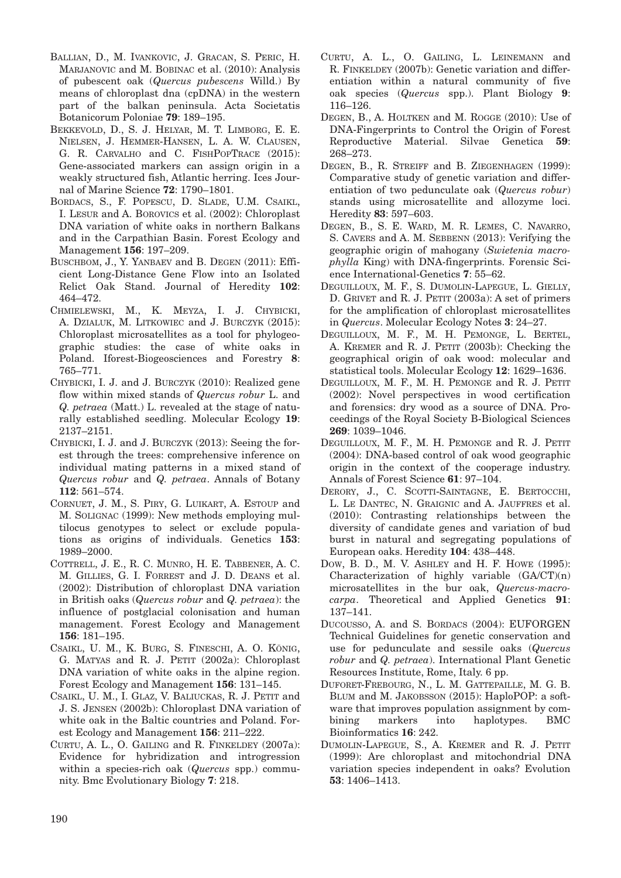Ballian, D., M. Ivankovic, J. Gracan, S. Peric, H. Marjanovic and M. Bobinac et al. (2010): Analysis of pubescent oak (*Quercus pubescens* Willd.) By means of chloroplast dna (cpDNA) in the western part of the balkan peninsula. Acta Societatis Botanicorum Poloniae **79**: 189–195.

Bekkevold, D., S. J. Helyar, M. T. Limborg, E. E. Nielsen, J. Hemmer-Hansen, L. A. W. Clausen, G. R. Carvalho and C. FishPopTrace (2015): Gene-associated markers can assign origin in a weakly structured fish, Atlantic herring. Ices Journal of Marine Science **72**: 1790–1801.

Bordacs, S., F. Popescu, D. Slade, U.M. Csaikl, I. Lesur and A. Borovics et al. (2002): Chloroplast DNA variation of white oaks in northern Balkans and in the Carpathian Basin. Forest Ecology and Management **156**: 197–209.

Buschbom, J., Y. Yanbaev and B. Degen (2011): Efficient Long-Distance Gene Flow into an Isolated Relict Oak Stand. Journal of Heredity **102**: 464–472.

Chmielewski, M., K. Meyza, I. J. Chybicki, A. Dzialuk, M. Litkowiec and J. Burczyk (2015): Chloroplast microsatellites as a tool for phylogeographic studies: the case of white oaks in Poland. Iforest-Biogeosciences and Forestry **8**: 765–771.

Chybicki, I. J. and J. Burczyk (2010): Realized gene flow within mixed stands of *Quercus robur* L. and *Q. petraea* (Matt.) L. revealed at the stage of naturally established seedling. Molecular Ecology **19**: 2137–2151.

Chybicki, I. J. and J. Burczyk (2013): Seeing the forest through the trees: comprehensive inference on individual mating patterns in a mixed stand of *Quercus robur* and *Q. petraea*. Annals of Botany **112**: 561–574.

Cornuet, J. M., S. Piry, G. Luikart, A. Estoup and M. Solignac (1999): New methods employing multilocus genotypes to select or exclude populations as origins of individuals. Genetics **153**: 1989–2000.

Cottrell, J. E., R. C. Munro, H. E. Tabbener, A. C. M. Gillies, G. I. Forrest and J. D. Deans et al. (2002): Distribution of chloroplast DNA variation in British oaks (*Quercus robur* and *Q. petraea*): the influence of postglacial colonisation and human management. Forest Ecology and Management **156**: 181–195.

Csaikl, U. M., K. Burg, S. Fineschi, A. O. König, G. Matyas and R. J. Petit (2002a): Chloroplast DNA variation of white oaks in the alpine region. Forest Ecology and Management **156**: 131–145.

Csaikl, U. M., I. Glaz, V. Baliuckas, R. J. Petit and J. S. Jensen (2002b): Chloroplast DNA variation of white oak in the Baltic countries and Poland. Forest Ecology and Management **156**: 211–222.

Curtu, A. L., O. Gailing and R. Finkeldey (2007a): Evidence for hybridization and introgression within a species-rich oak (*Quercus* spp.) community. Bmc Evolutionary Biology **7**: 218.

Curtu, A. L., O. Gailing, L. Leinemann and R. Finkeldey (2007b): Genetic variation and differentiation within a natural community of five oak species (*Quercus* spp.). Plant Biology **9**: 116–126.

Degen, B., A. Holtken and M. Rogge (2010): Use of DNA-Fingerprints to Control the Origin of Forest Reproductive Material. Silvae Genetica **59**: 268–273.

Degen, B., R. Streiff and B. Ziegenhagen (1999): Comparative study of genetic variation and differentiation of two pedunculate oak (*Quercus robur*) stands using microsatellite and allozyme loci. Heredity **83**: 597–603.

Degen, B., S. E. Ward, M. R. Lemes, C. Navarro, S. Cavers and A. M. Sebbenn (2013): Verifying the geographic origin of mahogany (*Swietenia macrophylla* King) with DNA-fingerprints. Forensic Science International-Genetics **7**: 55–62.

Deguilloux, M. F., S. Dumolin-Lapegue, L. Gielly, D. Grivet and R. J. Petit (2003a): A set of primers for the amplification of chloroplast microsatellites in *Quercus*. Molecular Ecology Notes **3**: 24–27.

Deguilloux, M. F., M. H. Pemonge, L. Bertel, A. Kremer and R. J. Petit (2003b): Checking the geographical origin of oak wood: molecular and statistical tools. Molecular Ecology **12**: 1629–1636.

Deguilloux, M. F., M. H. Pemonge and R. J. Petit (2002): Novel perspectives in wood certification and forensics: dry wood as a source of DNA. Proceedings of the Royal Society B-Biological Sciences **269**: 1039–1046.

Deguilloux, M. F., M. H. Pemonge and R. J. Petit (2004): DNA-based control of oak wood geographic origin in the context of the cooperage industry. Annals of Forest Science **61**: 97–104.

Derory, J., C. Scotti-Saintagne, E. Bertocchi, L. Le Dantec, N. Graignic and A. Jauffres et al. (2010): Contrasting relationships between the diversity of candidate genes and variation of bud burst in natural and segregating populations of European oaks. Heredity **104**: 438–448.

Dow, B. D., M. V. Ashley and H. F. Howe (1995): Characterization of highly variable (GA/CT)(n) microsatellites in the bur oak, *Quercus-macrocarpa*. Theoretical and Applied Genetics **91**: 137–141.

Ducousso, A. and S. Bordacs (2004): EUFORGEN Technical Guidelines for genetic conservation and use for pedunculate and sessile oaks (*Quercus robur* and *Q. petraea*). International Plant Genetic Resources Institute, Rome, Italy. 6 pp.

Duforet-Frebourg, N., L. M. Gattepaille, M. G. B. Blum and M. Jakobsson (2015): HaploPOP: a software that improves population assignment by combining markers into haplotypes. BMC Bioinformatics **16**: 242.

Dumolin-Lapegue, S., A. Kremer and R. J. Petit (1999): Are chloroplast and mitochondrial DNA variation species independent in oaks? Evolution **53**: 1406–1413.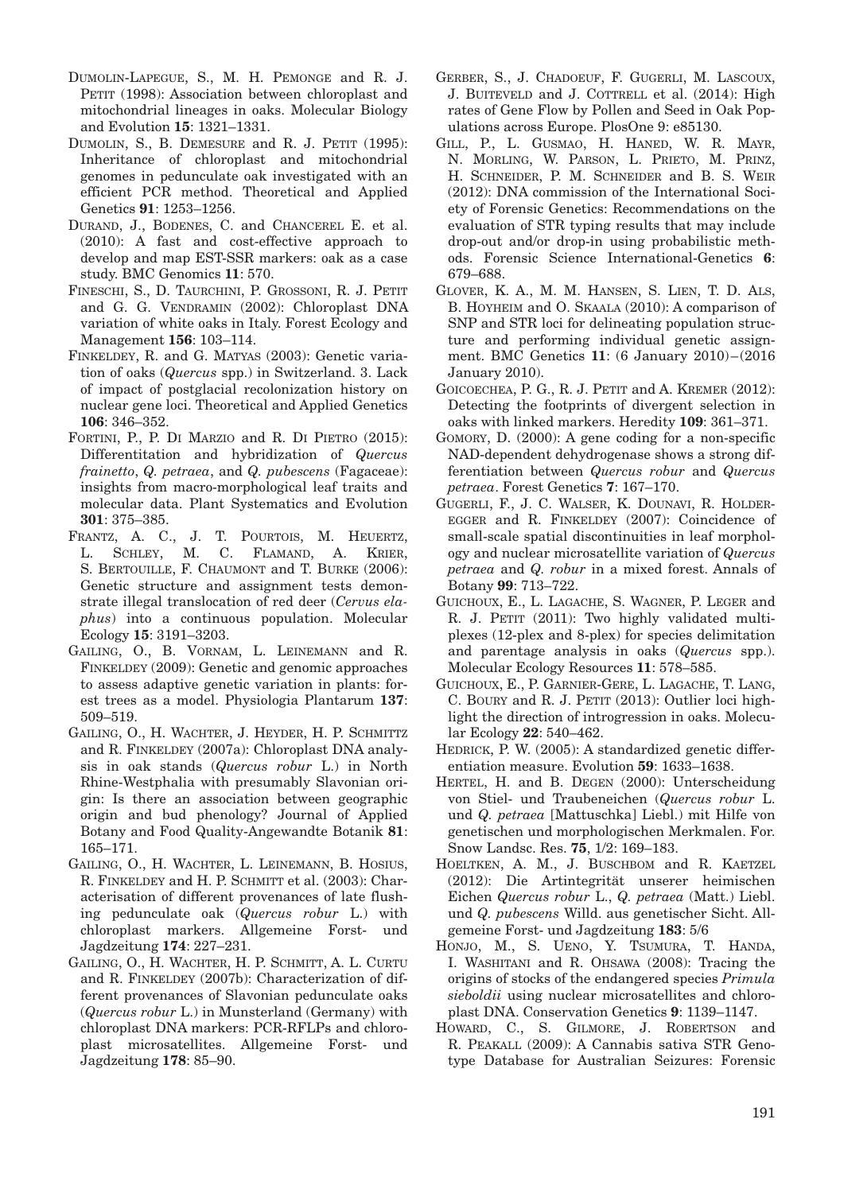DUMOLIN-LAPEGUE, S., M. H. PEMONGE and R. J. PETIT (1998): Association between chloroplast and mitochondrial lineages in oaks. Molecular Biology and Evolution **15**: 1321–1331.

DUMOLIN, S., B. DEMESURE and R. J. PETIT (1995): Inheritance of chloroplast and mitochondrial genomes in pedunculate oak investigated with an efficient PCR method. Theoretical and Applied Genetics **91**: 1253–1256.

DURAND, J., BODENES, C. and CHANCEREL E. et al. (2010): A fast and cost-effective approach to develop and map EST-SSR markers: oak as a case study. BMC Genomics **11**: 570.

FINESCHI, S., D. TAURCHINI, P. GROSSONI, R. J. PETIT and G. G. VENDRAMIN (2002): Chloroplast DNA variation of white oaks in Italy. Forest Ecology and Management **156**: 103–114.

FINKELDEY, R. and G. MATYAS (2003): Genetic variation of oaks (*Quercus* spp.) in Switzerland. 3. Lack of impact of postglacial recolonization history on nuclear gene loci. Theoretical and Applied Genetics **106**: 346–352.

FORTINI, P., P. DI MARZIO and R. DI PIETRO (2015): Differentitation and hybridization of *Quercus frainetto*, *Q. petraea*, and *Q. pubescens* (Fagaceae): insights from macro-morphological leaf traits and molecular data. Plant Systematics and Evolution **301**: 375–385.

FRANTZ, A. C., J. T. POURTOIS, M. HEUERTZ, L. SCHLEY, M. C. FLAMAND, A. KRIER, S. BERTOUILLE, F. CHAUMONT and T. BURKE (2006): Genetic structure and assignment tests demonstrate illegal translocation of red deer (*Cervus elaphus*) into a continuous population. Molecular Ecology **15**: 3191–3203.

GAILING, O., B. VORNAM, L. LEINEMANN and R. FINKELDEY (2009): Genetic and genomic approaches to assess adaptive genetic variation in plants: forest trees as a model. Physiologia Plantarum **137**: 509–519.

GAILING, O., H. WACHTER, J. HEYDER, H. P. SCHMITTZ and R. FINKELDEY (2007a): Chloroplast DNA analysis in oak stands (*Quercus robur* L.) in North Rhine-Westphalia with presumably Slavonian origin: Is there an association between geographic origin and bud phenology? Journal of Applied Botany and Food Quality-Angewandte Botanik **81**: 165–171.

GAILING, O., H. WACHTER, L. LEINEMANN, B. HOSIUS, R. FINKELDEY and H. P. SCHMITT et al. (2003): Characterisation of different provenances of late flushing pedunculate oak (*Quercus robur* L.) with chloroplast markers. Allgemeine Forst- und Jagdzeitung **174**: 227–231.

GAILING, O., H. WACHTER, H. P. SCHMITT, A. L. CURTU and R. FINKELDEY (2007b): Characterization of different provenances of Slavonian pedunculate oaks (*Quercus robur* L.) in Munsterland (Germany) with chloroplast DNA markers: PCR-RFLPs and chloroplast microsatellites. Allgemeine Forst- und Jagdzeitung **178**: 85–90.

GERBER, S., J. CHADOEUF, F. GUGERLI, M. LASCOUX, J. BUITEVELD and J. COTTRELL et al. (2014): High rates of Gene Flow by Pollen and Seed in Oak Populations across Europe. PlosOne 9: e85130.

GILL, P., L. GUSMAO, H. HANED, W. R. MAYR, N. MORLING, W. PARSON, L. PRIETO, M. PRINZ, H. SCHNEIDER, P. M. SCHNEIDER and B. S. WEIR (2012): DNA commission of the International Society of Forensic Genetics: Recommendations on the evaluation of STR typing results that may include drop-out and/or drop-in using probabilistic methods. Forensic Science International-Genetics **6**: 679–688.

GLOVER, K. A., M. M. HANSEN, S. LIEN, T. D. ALS, B. HOYHEIM and O. SKAALA (2010): A comparison of SNP and STR loci for delineating population structure and performing individual genetic assignment. BMC Genetics **11**: (6 January 2010)–(2016 January 2010).

GOICOECHEA, P. G., R. J. PETIT and A. KREMER (2012): Detecting the footprints of divergent selection in oaks with linked markers. Heredity **109**: 361–371.

GOMORY, D. (2000): A gene coding for a non-specific NAD-dependent dehydrogenase shows a strong differentiation between *Quercus robur* and *Quercus petraea*. Forest Genetics **7**: 167–170.

GUGERLI, F., J. C. WALSER, K. DOUNAVI, R. HOLDEREGGER and R. FINKELDEY (2007): Coincidence of small-scale spatial discontinuities in leaf morphology and nuclear microsatellite variation of *Quercus petraea* and *Q. robur* in a mixed forest. Annals of Botany **99**: 713–722.

GUICHOUX, E., L. LAGACHE, S. WAGNER, P. LEGER and R. J. PETIT (2011): Two highly validated multiplexes (12-plex and 8-plex) for species delimitation and parentage analysis in oaks (*Quercus* spp.). Molecular Ecology Resources **11**: 578–585.

GUICHOUX, E., P. GARNIER-GERE, L. LAGACHE, T. LANG, C. BOURY and R. J. PETIT (2013): Outlier loci highlight the direction of introgression in oaks. Molecular Ecology **22**: 540–462.

HEDRICK, P. W. (2005): A standardized genetic differentiation measure. Evolution **59**: 1633–1638.

HERTEL, H. and B. DEGEN (2000): Unterscheidung von Stiel- und Traubeneichen (*Quercus robur* L. und *Q. petraea* [Mattuschka] Liebl.) mit Hilfe von genetischen und morphologischen Merkmalen. For. Snow Landsc. Res. **75**, 1/2: 169–183.

HOELTKEN, A. M., J. BUSCHBOM and R. KAETZEL (2012): Die Artintegrität unserer heimischen Eichen *Quercus robur* L., *Q. petraea* (Matt.) Liebl. und *Q. pubescens* Willd. aus genetischer Sicht. Allgemeine Forst- und Jagdzeitung **183**: 5/6

HONJO, M., S. UENO, Y. TSUMURA, T. HANDA, I. WASHITANI and R. OHSAWA (2008): Tracing the origins of stocks of the endangered species *Primula sieboldii* using nuclear microsatellites and chloroplast DNA. Conservation Genetics **9**: 1139–1147.

HOWARD, C., S. GILMORE, J. ROBERTSON and R. PEAKALL (2009): A Cannabis sativa STR Genotype Database for Australian Seizures: Forensic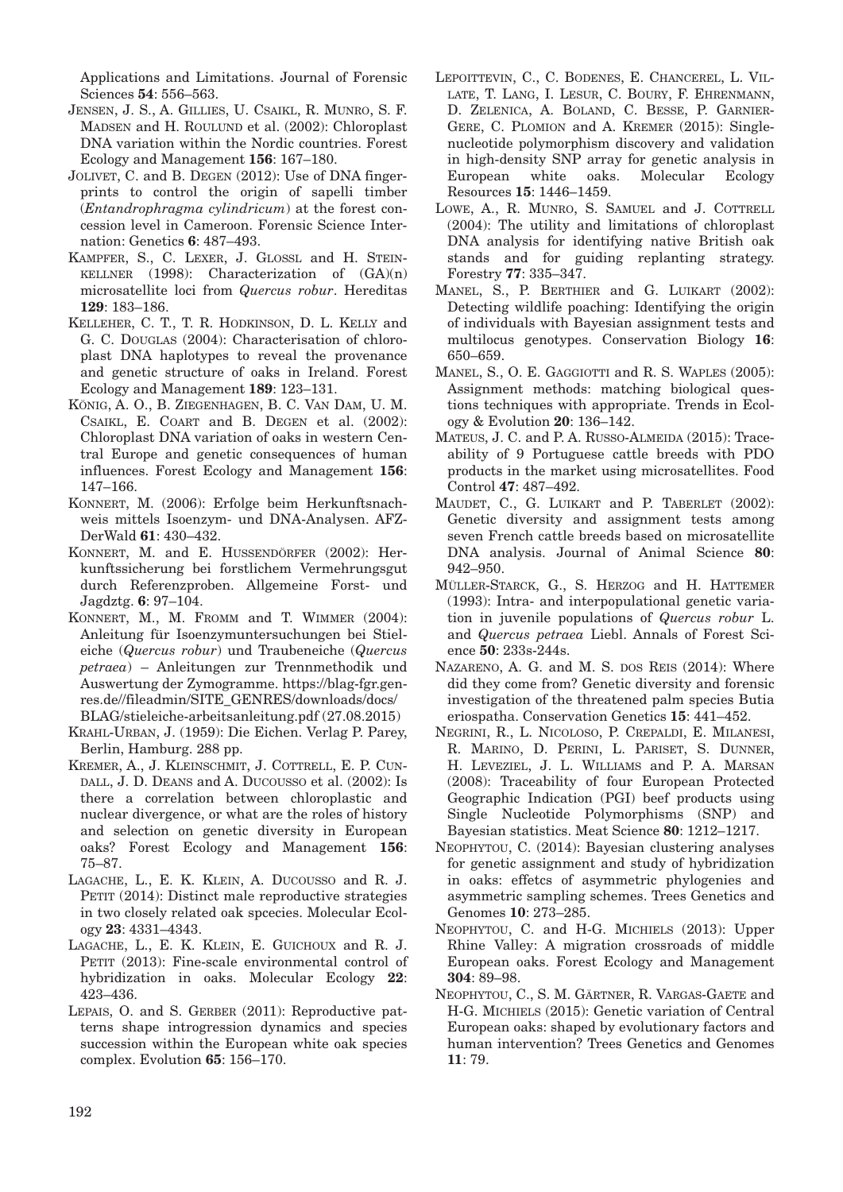Applications and Limitations. Journal of Forensic Sciences **54**: 556–563.

JENSEN, J. S., A. GILLIES, U. CSAIKL, R. MUNRO, S. F. MADSEN and H. ROULUND et al. (2002): Chloroplast DNA variation within the Nordic countries. Forest Ecology and Management **156**: 167–180.

JOLIVET, C. and B. DEGEN (2012): Use of DNA fingerprints to control the origin of sapelli timber (*Entandrophragma cylindricum*) at the forest concession level in Cameroon. Forensic Science International: Genetics **6**: 487–493.

KAMPFER, S., C. LEXER, J. GLOSSL and H. STEINKELLNER (1998): Characterization of (GA)(n) microsatellite loci from *Quercus robur*. Hereditas **129**: 183–186.

KELLEHER, C. T., T. R. HODKINSON, D. L. KELLY and G. C. DOUGLAS (2004): Characterisation of chloroplast DNA haplotypes to reveal the provenance and genetic structure of oaks in Ireland. Forest Ecology and Management **189**: 123–131.

KÖNIG, A. O., B. ZIEGENHAGEN, B. C. VAN DAM, U. M. CSAIKL, E. COART and B. DEGEN et al. (2002): Chloroplast DNA variation of oaks in western Central Europe and genetic consequences of human influences. Forest Ecology and Management **156**: 147–166.

KONNERT, M. (2006): Erfolge beim Herkunftsnachweis mittels Isoenzym- und DNA-Analysen. AFZ-DerWald **61**: 430–432.

KONNERT, M. and E. HUSSENDÖRFER (2002): Herkunftssicherung bei forstlichem Vermehrungsgut durch Referenzproben. Allgemeine Forst- und Jagdztg. **6**: 97–104.

KONNERT, M., M. FROMM and T. WIMMER (2004): Anleitung für Isoenzymuntersuchungen bei Stieleiche (*Quercus robur*) und Traubeneiche (*Quercus petraea*) – Anleitungen zur Trennmethodik und Auswertung der Zymogramme. https://blag-fgr.genres.de//fileadmin/SITE_GENRES/downloads/docs/BLAG/stieleiche-arbeitsanleitung.pdf (27.08.2015)

KRAHL-URBAN, J. (1959): Die Eichen. Verlag P. Parey, Berlin, Hamburg. 288 pp.

KREMER, A., J. KLEINSCHMIT, J. COTTRELL, E. P. CUNDALL, J. D. DEANS and A. DUCOUSSO et al. (2002): Is there a correlation between chloroplastic and nuclear divergence, or what are the roles of history and selection on genetic diversity in European oaks? Forest Ecology and Management **156**: 75–87.

LAGACHE, L., E. K. KLEIN, A. DUCOUSSO and R. J. PETIT (2014): Distinct male reproductive strategies in two closely related oak spcecies. Molecular Ecology **23**: 4331–4343.

LAGACHE, L., E. K. KLEIN, E. GUICHOUX and R. J. PETIT (2013): Fine-scale environmental control of hybridization in oaks. Molecular Ecology **22**: 423–436.

LEPAIS, O. and S. GERBER (2011): Reproductive patterns shape introgression dynamics and species succession within the European white oak species complex. Evolution **65**: 156–170.

LEPOITTEVIN, C., C. BODENES, E. CHANCEREL, L. VILLATE, T. LANG, I. LESUR, C. BOURY, F. EHRENMANN, D. ZELENICA, A. BOLAND, C. BESSE, P. GARNIER-GERE, C. PLOMION and A. KREMER (2015): Single-nucleotide polymorphism discovery and validation in high-density SNP array for genetic analysis in European white oaks. Molecular Ecology Resources **15**: 1446–1459.

LOWE, A., R. MUNRO, S. SAMUEL and J. COTTRELL (2004): The utility and limitations of chloroplast DNA analysis for identifying native British oak stands and for guiding replanting strategy. Forestry **77**: 335–347.

MANEL, S., P. BERTHIER and G. LUIKART (2002): Detecting wildlife poaching: Identifying the origin of individuals with Bayesian assignment tests and multilocus genotypes. Conservation Biology **16**: 650–659.

MANEL, S., O. E. GAGGIOTTI and R. S. WAPLES (2005): Assignment methods: matching biological questions techniques with appropriate. Trends in Ecology & Evolution **20**: 136–142.

MATEUS, J. C. and P. A. RUSSO-ALMEIDA (2015): Traceability of 9 Portuguese cattle breeds with PDO products in the market using microsatellites. Food Control **47**: 487–492.

MAUDET, C., G. LUIKART and P. TABERLET (2002): Genetic diversity and assignment tests among seven French cattle breeds based on microsatellite DNA analysis. Journal of Animal Science **80**: 942–950.

MÜLLER-STARCK, G., S. HERZOG and H. HATTEMER (1993): Intra- and interpopulational genetic variation in juvenile populations of *Quercus robur* L. and *Quercus petraea* Liebl. Annals of Forest Science **50**: 233s-244s.

NAZARENO, A. G. and M. S. DOS REIS (2014): Where did they come from? Genetic diversity and forensic investigation of the threatened palm species Butia eriospatha. Conservation Genetics **15**: 441–452.

NEGRINI, R., L. NICOLOSO, P. CREPALDI, E. MILANESI, R. MARINO, D. PERINI, L. PARISET, S. DUNNER, H. LEVEZIEL, J. L. WILLIAMS and P. A. MARSAN (2008): Traceability of four European Protected Geographic Indication (PGI) beef products using Single Nucleotide Polymorphisms (SNP) and Bayesian statistics. Meat Science **80**: 1212–1217.

NEOPHYTOU, C. (2014): Bayesian clustering analyses for genetic assignment and study of hybridization in oaks: effetcs of asymmetric phylogenies and asymmetric sampling schemes. Trees Genetics and Genomes **10**: 273–285.

NEOPHYTOU, C. and H-G. MICHIELS (2013): Upper Rhine Valley: A migration crossroads of middle European oaks. Forest Ecology and Management **304**: 89–98.

NEOPHYTOU, C., S. M. GÄRTNER, R. VARGAS-GAETE and H-G. MICHIELS (2015): Genetic variation of Central European oaks: shaped by evolutionary factors and human intervention? Trees Genetics and Genomes **11**: 79.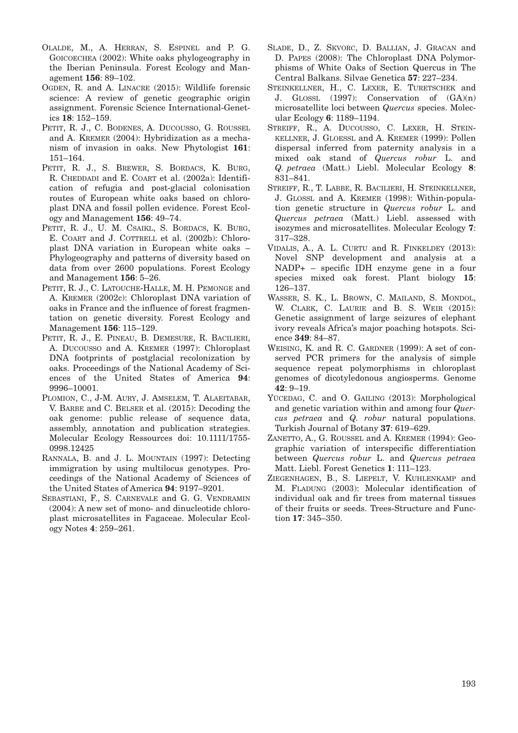OLALDE, M., A. HERRAN, S. ESPINEL and P. G. GOICOECHEA (2002): White oaks phylogeography in the Iberian Peninsula. Forest Ecology and Management **156**: 89–102.

OGDEN, R. and A. LINACRE (2015): Wildlife forensic science: A review of genetic geographic origin assignment. Forensic Science International-Genetics **18**: 152–159.

PETIT, R. J., C. BODENES, A. DUCOUSSO, G. ROUSSEL and A. KREMER (2004): Hybridization as a mechanism of invasion in oaks. New Phytologist **161**: 151–164.

PETIT, R. J., S. BREWER, S. BORDACS, K. BURG, R. CHEDDADI and E. COART et al. (2002a): Identification of refugia and post-glacial colonisation routes of European white oaks based on chloroplast DNA and fossil pollen evidence. Forest Ecology and Management **156**: 49–74.

PETIT, R. J., U. M. CSAIKL, S. BORDACS, K. BURG, E. COART and J. COTTRELL et al. (2002b): Chloroplast DNA variation in European white oaks – Phylogeography and patterns of diversity based on data from over 2600 populations. Forest Ecology and Management **156**: 5–26.

PETIT, R. J., C. LATOUCHE-HALLE, M. H. PEMONGE and A. KREMER (2002c): Chloroplast DNA variation of oaks in France and the influence of forest fragmentation on genetic diversity. Forest Ecology and Management **156**: 115–129.

PETIT, R. J., E. PINEAU, B. DEMESURE, R. BACILIERI, A. DUCOUSSO and A. KREMER (1997): Chloroplast DNA footprints of postglacial recolonization by oaks. Proceedings of the National Academy of Sciences of the United States of America **94**: 9996–10001.

PLOMION, C., J-M. AURY, J. AMSELEM, T. ALAEITABAR, V. BARBE and C. BELSER et al. (2015): Decoding the oak genome: public release of sequence data, assembly, annotation and publication strategies. Molecular Ecology Ressources doi: 10.1111/1755-0998.12425

RANNALA, B. and J. L. MOUNTAIN (1997): Detecting immigration by using multilocus genotypes. Proceedings of the National Academy of Sciences of the United States of America **94**: 9197–9201.

SEBASTIANI, F., S. CARNEVALE and G. G. VENDRAMIN (2004): A new set of mono- and dinucleotide chloroplast microsatellites in Fagaceae. Molecular Ecology Notes **4**: 259–261.

SLADE, D., Z. SKVORC, D. BALLIAN, J. GRACAN and D. PAPES (2008): The Chloroplast DNA Polymorphisms of White Oaks of Section Quercus in The Central Balkans. Silvae Genetica **57**: 227–234.

STEINKELLNER, H., C. LEXER, E. TURETSCHEK and J. GLOSSL (1997): Conservation of (GA)(n) microsatellite loci between *Quercus* species. Molecular Ecology **6**: 1189–1194.

STREIFF, R., A. DUCOUSSO, C. LEXER, H. STEINKELLNER, J. GLOESSL and A. KREMER (1999): Pollen dispersal inferred from paternity analysis in a mixed oak stand of *Quercus robur* L. and *Q. petraea* (Matt.) Liebl. Molecular Ecology **8**: 831–841.

STREIFF, R., T. LABBE, R. BACILIERI, H. STEINKELLNER, J. GLOSSL and A. KREMER (1998): Within-population genetic structure in *Quercus robur* L. and *Quercus petraea* (Matt.) Liebl. assessed with isozymes and microsatellites. Molecular Ecology **7**: 317–328.

VIDALIS, A., A. L. CURTU and R. FINKELDEY (2013): Novel SNP development and analysis at a NADP+ – specific IDH enzyme gene in a four species mixed oak forest. Plant biology **15**: 126–137.

WASSER, S. K., L. BROWN, C. MAILAND, S. MONDOL, W. CLARK, C. LAURIE and B. S. WEIR (2015): Genetic assignment of large seizures of elephant ivory reveals Africa's major poaching hotspots. Science **349**: 84–87.

WEISING, K. and R. C. GARDNER (1999): A set of conserved PCR primers for the analysis of simple sequence repeat polymorphisms in chloroplast genomes of dicotyledonous angiosperms. Genome **42**: 9–19.

YÜCEDAG, C. and O. GAILING (2013): Morphological and genetic variation within and among four *Quercus petraea* and *Q. robur* natural populations. Turkish Journal of Botany **37**: 619–629.

ZANETTO, A., G. ROUSSEL and A. KREMER (1994): Geographic variation of interspecific differentiation between *Quercus robur* L. and *Quercus petraea* Matt. Liebl. Forest Genetics **1**: 111–123.

ZIEGENHAGEN, B., S. LIEPELT, V. KUHLENKAMP and M. FLADUNG (2003): Molecular identification of individual oak and fir trees from maternal tissues of their fruits or seeds. Trees-Structure and Function **17**: 345–350.